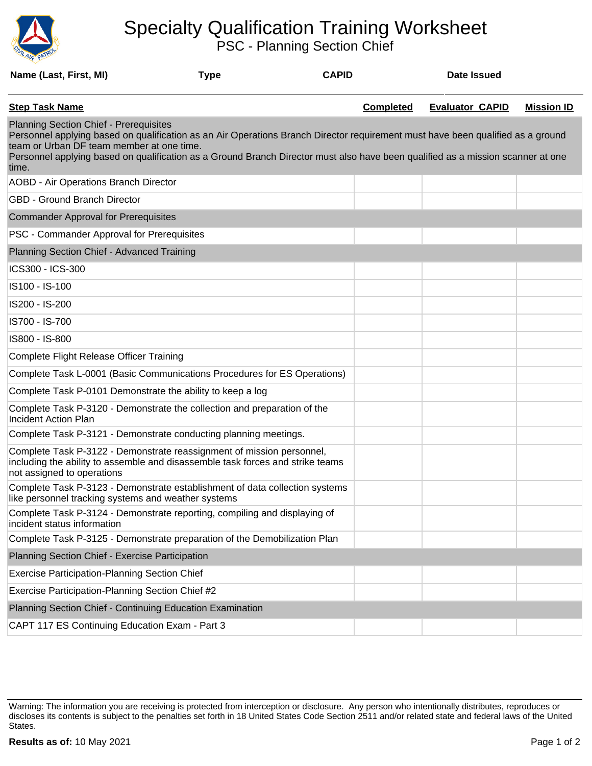# Specialty Qualification Training Worksheet

## PSC - Planning Section Chief

| Name (Last, First, MI) | Type | CAPID | Date Issued |
|---|---|---|---|
| | | | |

| Step Task Name | Completed | Evaluator CAPID | Mission ID |
|---|---|---|---|
| **Planning Section Chief - Prerequisites**<br>Personnel applying based on qualification as an Air Operations Branch Director requirement must have been qualified as a ground team or Urban DF team member at one time.<br>Personnel applying based on qualification as a Ground Branch Director must also have been qualified as a mission scanner at one time. | | | |
| AOBD - Air Operations Branch Director | | | |
| GBD - Ground Branch Director | | | |
| **Commander Approval for Prerequisites** | | | |
| PSC - Commander Approval for Prerequisites | | | |
| **Planning Section Chief - Advanced Training** | | | |
| ICS300 - ICS-300 | | | |
| IS100 - IS-100 | | | |
| IS200 - IS-200 | | | |
| IS700 - IS-700 | | | |
| IS800 - IS-800 | | | |
| Complete Flight Release Officer Training | | | |
| Complete Task L-0001 (Basic Communications Procedures for ES Operations) | | | |
| Complete Task P-0101 Demonstrate the ability to keep a log | | | |
| Complete Task P-3120 - Demonstrate the collection and preparation of the Incident Action Plan | | | |
| Complete Task P-3121 - Demonstrate conducting planning meetings. | | | |
| Complete Task P-3122 - Demonstrate reassignment of mission personnel, including the ability to assemble and disassemble task forces and strike teams not assigned to operations | | | |
| Complete Task P-3123 - Demonstrate establishment of data collection systems like personnel tracking systems and weather systems | | | |
| Complete Task P-3124 - Demonstrate reporting, compiling and displaying of incident status information | | | |
| Complete Task P-3125 - Demonstrate preparation of the Demobilization Plan | | | |
| **Planning Section Chief - Exercise Participation** | | | |
| Exercise Participation-Planning Section Chief | | | |
| Exercise Participation-Planning Section Chief #2 | | | |
| **Planning Section Chief - Continuing Education Examination** | | | |
| CAPT 117 ES Continuing Education Exam - Part 3 | | | |

Warning: The information you are receiving is protected from interception or disclosure. Any person who intentionally distributes, reproduces or discloses its contents is subject to the penalties set forth in 18 United States Code Section 2511 and/or related state and federal laws of the United States.

**Results as of:** 10 May 2021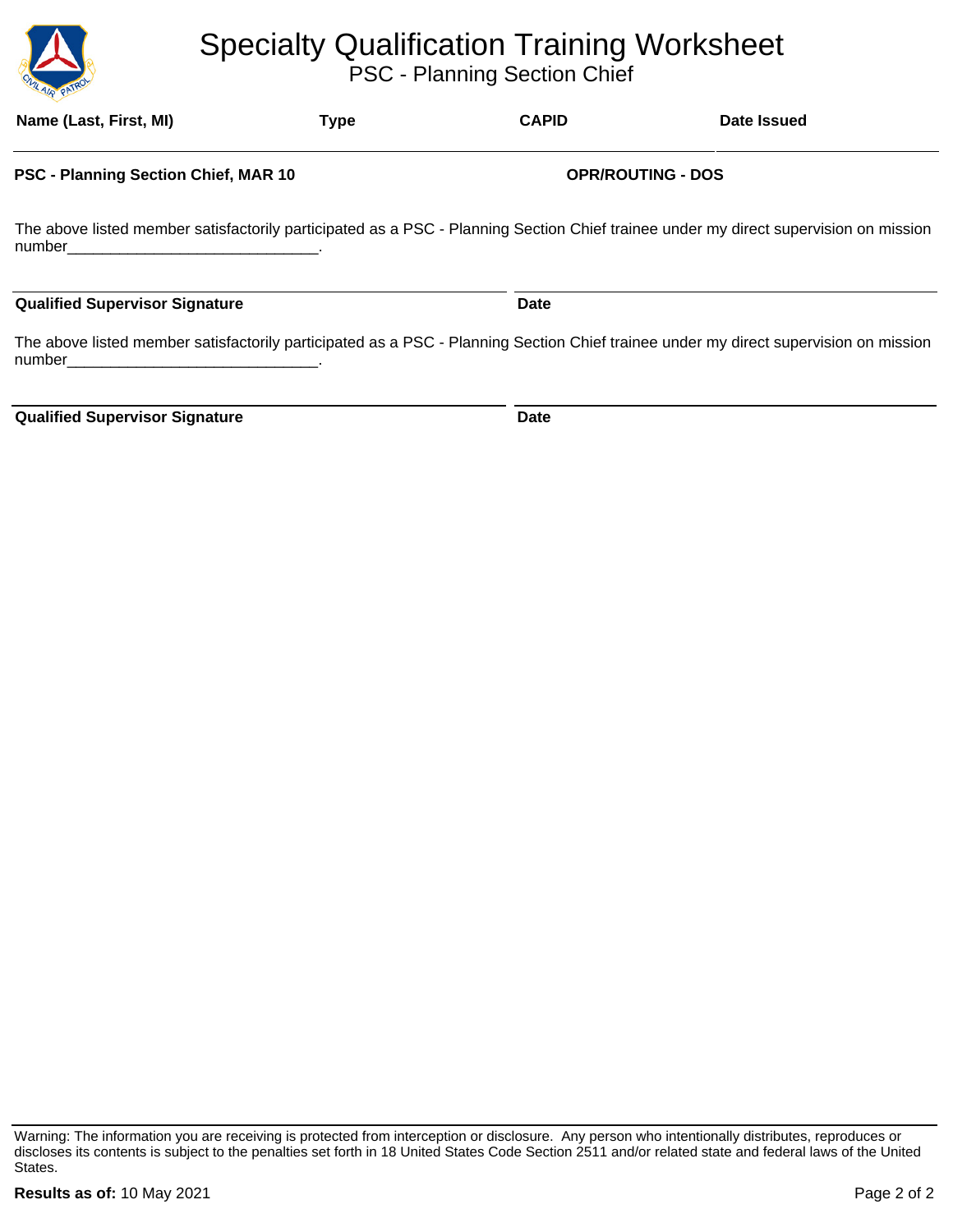# Specialty Qualification Training Worksheet

## PSC - Planning Section Chief

| Name (Last, First, MI) | Type | CAPID | Date Issued |
|---|---|---|---|
| | | | |

**PSC - Planning Section Chief, MAR 10** **OPR/ROUTING - DOS**

The above listed member satisfactorily participated as a PSC - Planning Section Chief trainee under my direct supervision on mission number_____________________________.

**Qualified Supervisor Signature** **Date**

The above listed member satisfactorily participated as a PSC - Planning Section Chief trainee under my direct supervision on mission number_____________________________.

**Qualified Supervisor Signature** **Date**

Warning: The information you are receiving is protected from interception or disclosure. Any person who intentionally distributes, reproduces or discloses its contents is subject to the penalties set forth in 18 United States Code Section 2511 and/or related state and federal laws of the United States.

**Results as of:** 10 May 2021